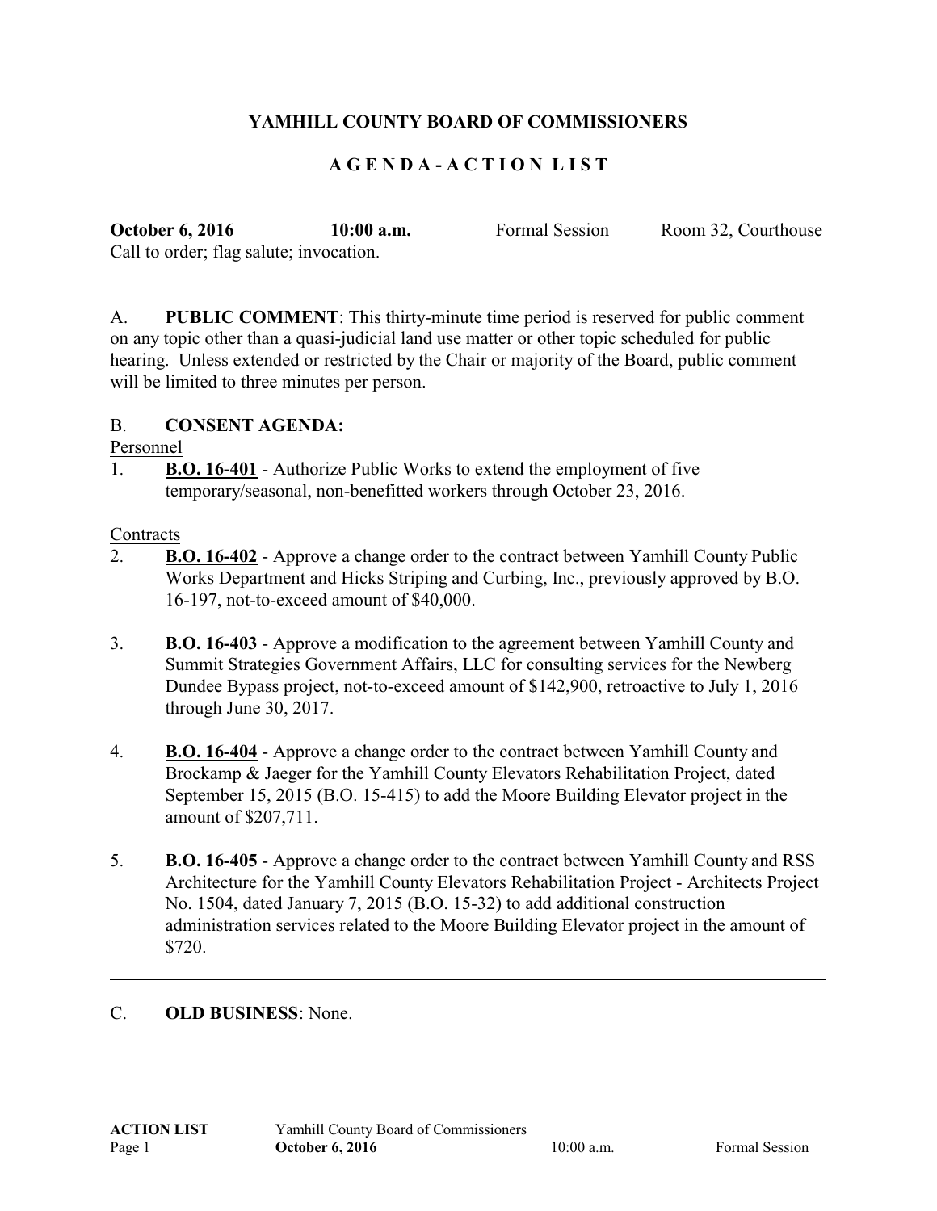## YAMHILL COUNTY BOARD OF COMMISSIONERS

### A G E N D A - A C T I O N L I S T

**October 6, 2016** **10:00 a.m.** Formal Session Room 32, Courthouse

Call to order; flag salute; invocation.

A. **PUBLIC COMMENT**: This thirty-minute time period is reserved for public comment on any topic other than a quasi-judicial land use matter or other topic scheduled for public hearing. Unless extended or restricted by the Chair or majority of the Board, public comment will be limited to three minutes per person.

B. **CONSENT AGENDA:**

Personnel

1. **B.O. 16-401** - Authorize Public Works to extend the employment of five temporary/seasonal, non-benefitted workers through October 23, 2016.

Contracts

2. **B.O. 16-402** - Approve a change order to the contract between Yamhill County Public Works Department and Hicks Striping and Curbing, Inc., previously approved by B.O. 16-197, not-to-exceed amount of $40,000.

3. **B.O. 16-403** - Approve a modification to the agreement between Yamhill County and Summit Strategies Government Affairs, LLC for consulting services for the Newberg Dundee Bypass project, not-to-exceed amount of $142,900, retroactive to July 1, 2016 through June 30, 2017.

4. **B.O. 16-404** - Approve a change order to the contract between Yamhill County and Brockamp & Jaeger for the Yamhill County Elevators Rehabilitation Project, dated September 15, 2015 (B.O. 15-415) to add the Moore Building Elevator project in the amount of $207,711.

5. **B.O. 16-405** - Approve a change order to the contract between Yamhill County and RSS Architecture for the Yamhill County Elevators Rehabilitation Project - Architects Project No. 1504, dated January 7, 2015 (B.O. 15-32) to add additional construction administration services related to the Moore Building Elevator project in the amount of $720.

---

C. **OLD BUSINESS**: None.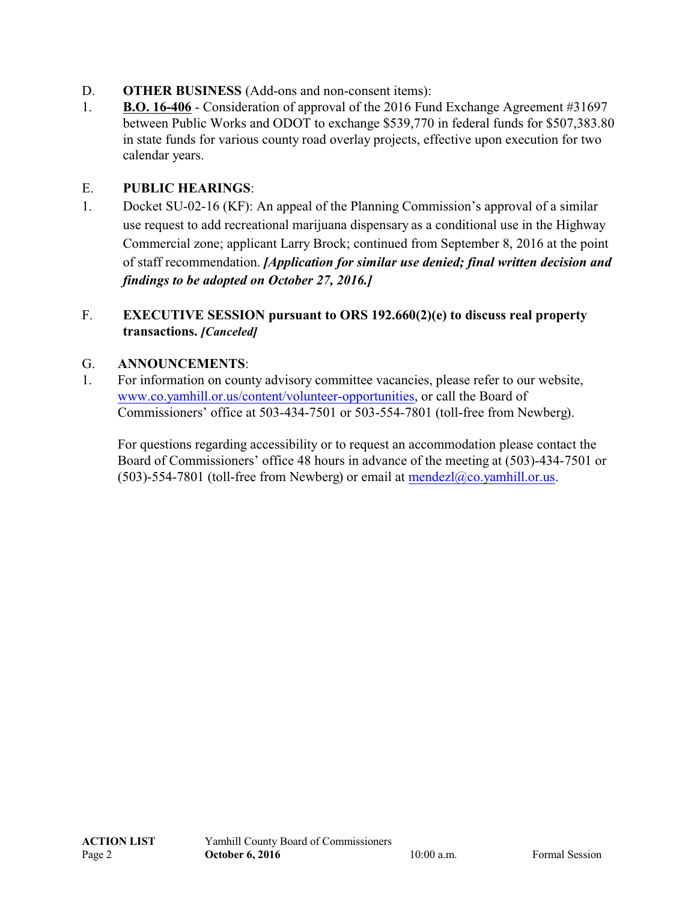D. **OTHER BUSINESS** (Add-ons and non-consent items):

1. **B.O. 16-406** - Consideration of approval of the 2016 Fund Exchange Agreement #31697 between Public Works and ODOT to exchange $539,770 in federal funds for $507,383.80 in state funds for various county road overlay projects, effective upon execution for two calendar years.

E. **PUBLIC HEARINGS**:

1. Docket SU-02-16 (KF): An appeal of the Planning Commission's approval of a similar use request to add recreational marijuana dispensary as a conditional use in the Highway Commercial zone; applicant Larry Brock; continued from September 8, 2016 at the point of staff recommendation. ***[Application for similar use denied; final written decision and findings to be adopted on October 27, 2016.]***

F. **EXECUTIVE SESSION pursuant to ORS 192.660(2)(e) to discuss real property transactions.** ***[Canceled]***

G. **ANNOUNCEMENTS**:

1. For information on county advisory committee vacancies, please refer to our website, www.co.yamhill.or.us/content/volunteer-opportunities, or call the Board of Commissioners' office at 503-434-7501 or 503-554-7801 (toll-free from Newberg).

   For questions regarding accessibility or to request an accommodation please contact the Board of Commissioners' office 48 hours in advance of the meeting at (503)-434-7501 or (503)-554-7801 (toll-free from Newberg) or email at mendezl@co.yamhill.or.us.